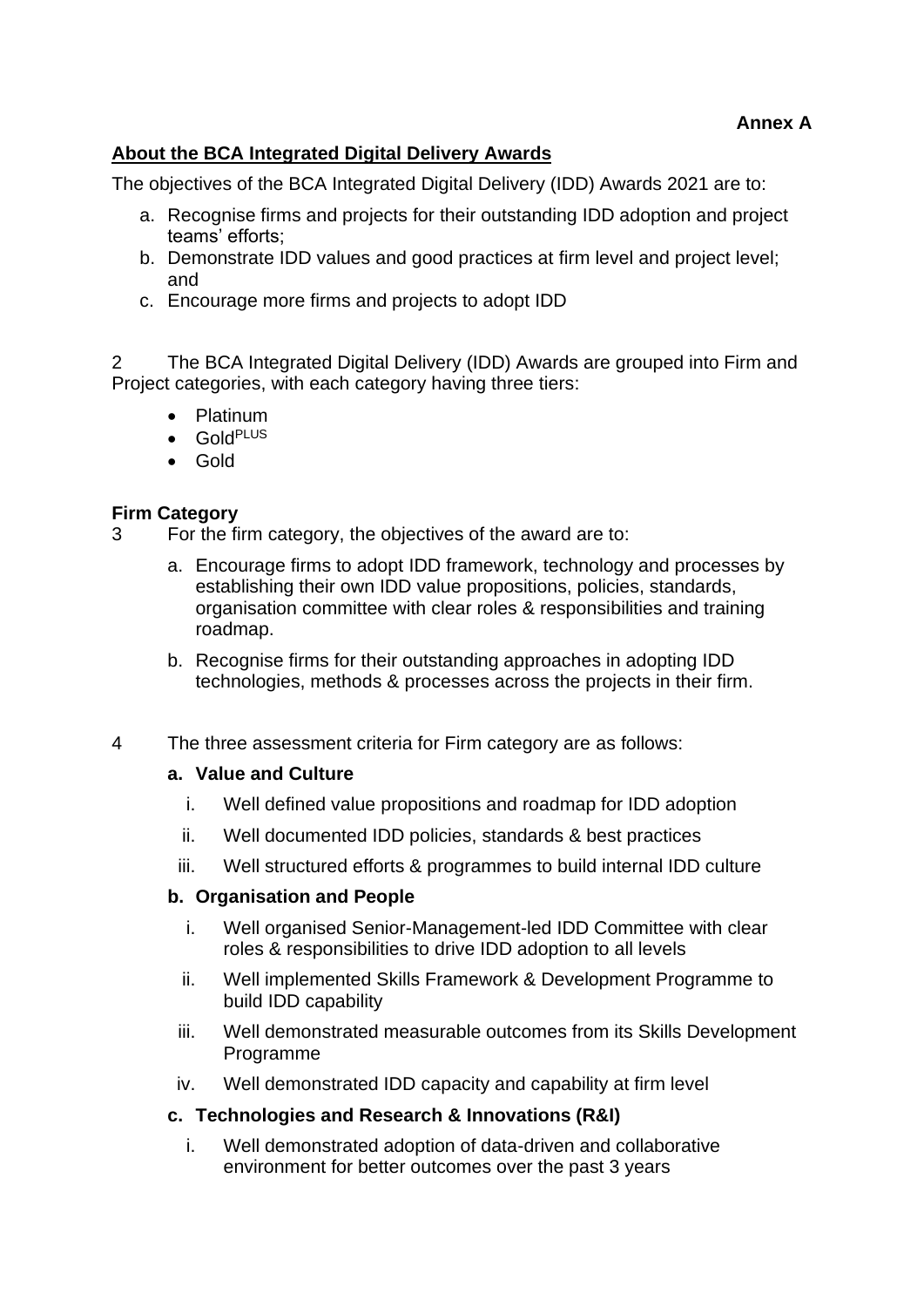**Annex A**

## About the BCA Integrated Digital Delivery Awards

The objectives of the BCA Integrated Digital Delivery (IDD) Awards 2021 are to:

a. Recognise firms and projects for their outstanding IDD adoption and project teams' efforts;
b. Demonstrate IDD values and good practices at firm level and project level; and
c. Encourage more firms and projects to adopt IDD

2 The BCA Integrated Digital Delivery (IDD) Awards are grouped into Firm and Project categories, with each category having three tiers:

- Platinum
- Gold$^{PLUS}$
- Gold

### Firm Category

3 For the firm category, the objectives of the award are to:

a. Encourage firms to adopt IDD framework, technology and processes by establishing their own IDD value propositions, policies, standards, organisation committee with clear roles & responsibilities and training roadmap.

b. Recognise firms for their outstanding approaches in adopting IDD technologies, methods & processes across the projects in their firm.

4 The three assessment criteria for Firm category are as follows:

**a. Value and Culture**

i. Well defined value propositions and roadmap for IDD adoption

ii. Well documented IDD policies, standards & best practices

iii. Well structured efforts & programmes to build internal IDD culture

**b. Organisation and People**

i. Well organised Senior-Management-led IDD Committee with clear roles & responsibilities to drive IDD adoption to all levels

ii. Well implemented Skills Framework & Development Programme to build IDD capability

iii. Well demonstrated measurable outcomes from its Skills Development Programme

iv. Well demonstrated IDD capacity and capability at firm level

**c. Technologies and Research & Innovations (R&I)**

i. Well demonstrated adoption of data-driven and collaborative environment for better outcomes over the past 3 years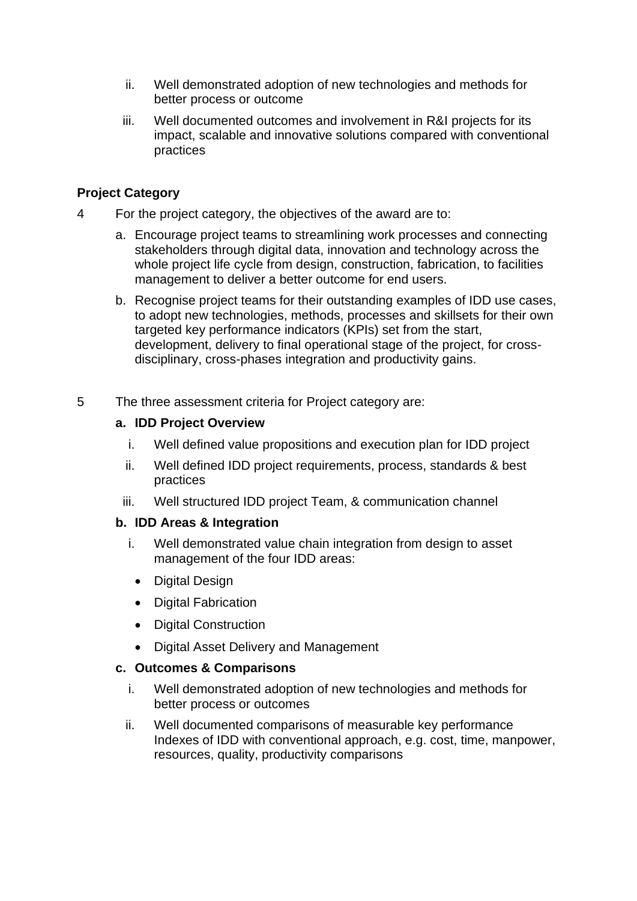ii. Well demonstrated adoption of new technologies and methods for better process or outcome

iii. Well documented outcomes and involvement in R&I projects for its impact, scalable and innovative solutions compared with conventional practices

**Project Category**

4 For the project category, the objectives of the award are to:

a. Encourage project teams to streamlining work processes and connecting stakeholders through digital data, innovation and technology across the whole project life cycle from design, construction, fabrication, to facilities management to deliver a better outcome for end users.

b. Recognise project teams for their outstanding examples of IDD use cases, to adopt new technologies, methods, processes and skillsets for their own targeted key performance indicators (KPIs) set from the start, development, delivery to final operational stage of the project, for cross-disciplinary, cross-phases integration and productivity gains.

5 The three assessment criteria for Project category are:

**a. IDD Project Overview**

i. Well defined value propositions and execution plan for IDD project

ii. Well defined IDD project requirements, process, standards & best practices

iii. Well structured IDD project Team, & communication channel

**b. IDD Areas & Integration**

i. Well demonstrated value chain integration from design to asset management of the four IDD areas:

- Digital Design
- Digital Fabrication
- Digital Construction
- Digital Asset Delivery and Management

**c. Outcomes & Comparisons**

i. Well demonstrated adoption of new technologies and methods for better process or outcomes

ii. Well documented comparisons of measurable key performance Indexes of IDD with conventional approach, e.g. cost, time, manpower, resources, quality, productivity comparisons